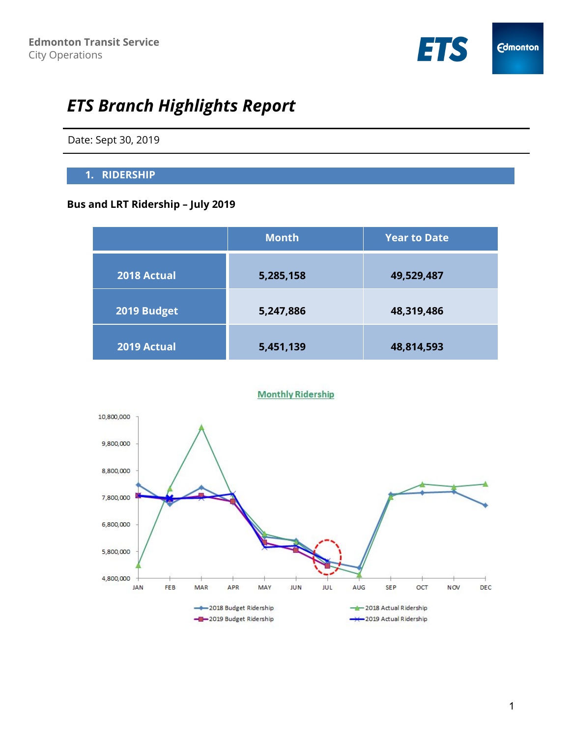Edmonton Transit Service
City Operations

# ETS Branch Highlights Report

Date: Sept 30, 2019

## 1. RIDERSHIP

**Bus and LRT Ridership – July 2019**

| | Month | Year to Date |
|---|---|---|
| 2018 Actual | 5,285,158 | 49,529,487 |
| 2019 Budget | 5,247,886 | 48,319,486 |
| 2019 Actual | 5,451,139 | 48,814,593 |

Monthly Ridership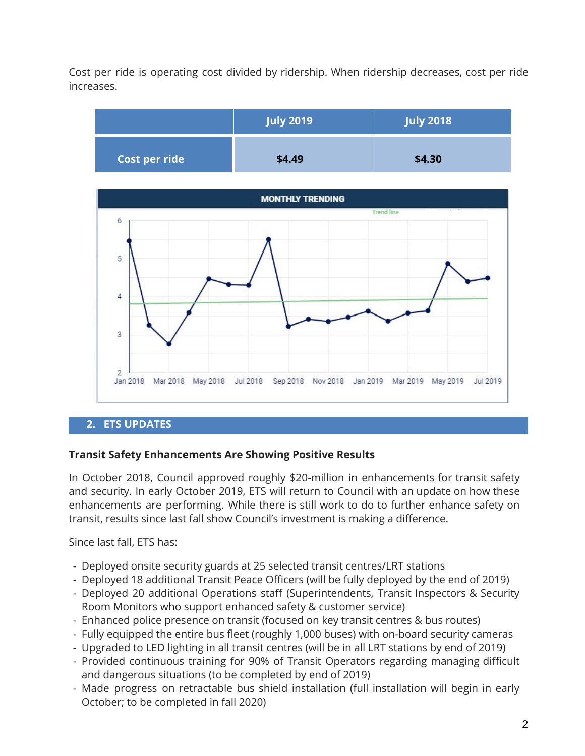Cost per ride is operating cost divided by ridership. When ridership decreases, cost per ride increases.

| | July 2019 | July 2018 |
|---|---|---|
| Cost per ride | $4.49 | $4.30 |

## 2. ETS UPDATES

**Transit Safety Enhancements Are Showing Positive Results**

In October 2018, Council approved roughly $20-million in enhancements for transit safety and security. In early October 2019, ETS will return to Council with an update on how these enhancements are performing. While there is still work to do to further enhance safety on transit, results since last fall show Council's investment is making a difference.

Since last fall, ETS has:

- Deployed onsite security guards at 25 selected transit centres/LRT stations
- Deployed 18 additional Transit Peace Officers (will be fully deployed by the end of 2019)
- Deployed 20 additional Operations staff (Superintendents, Transit Inspectors & Security Room Monitors who support enhanced safety & customer service)
- Enhanced police presence on transit (focused on key transit centres & bus routes)
- Fully equipped the entire bus fleet (roughly 1,000 buses) with on-board security cameras
- Upgraded to LED lighting in all transit centres (will be in all LRT stations by end of 2019)
- Provided continuous training for 90% of Transit Operators regarding managing difficult and dangerous situations (to be completed by end of 2019)
- Made progress on retractable bus shield installation (full installation will begin in early October; to be completed in fall 2020)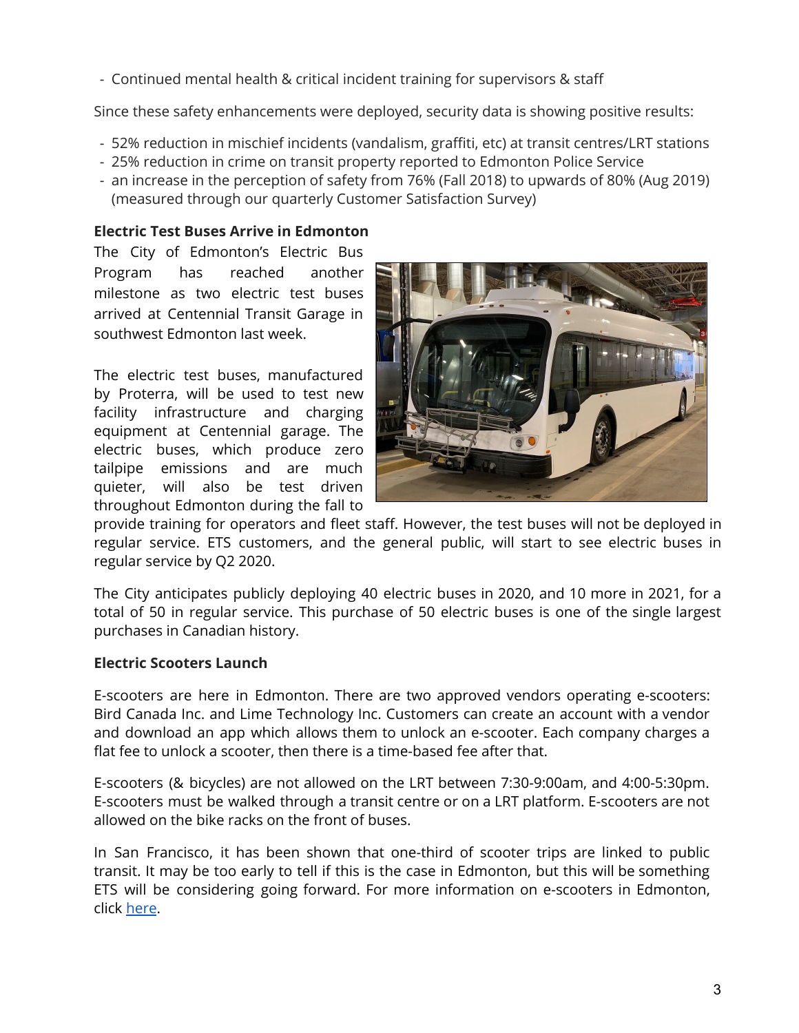- Continued mental health & critical incident training for supervisors & staff

Since these safety enhancements were deployed, security data is showing positive results:

- 52% reduction in mischief incidents (vandalism, graffiti, etc) at transit centres/LRT stations
- 25% reduction in crime on transit property reported to Edmonton Police Service
- an increase in the perception of safety from 76% (Fall 2018) to upwards of 80% (Aug 2019) (measured through our quarterly Customer Satisfaction Survey)

**Electric Test Buses Arrive in Edmonton**

The City of Edmonton's Electric Bus Program has reached another milestone as two electric test buses arrived at Centennial Transit Garage in southwest Edmonton last week.

The electric test buses, manufactured by Proterra, will be used to test new facility infrastructure and charging equipment at Centennial garage. The electric buses, which produce zero tailpipe emissions and are much quieter, will also be test driven throughout Edmonton during the fall to provide training for operators and fleet staff. However, the test buses will not be deployed in regular service. ETS customers, and the general public, will start to see electric buses in regular service by Q2 2020.

The City anticipates publicly deploying 40 electric buses in 2020, and 10 more in 2021, for a total of 50 in regular service. This purchase of 50 electric buses is one of the single largest purchases in Canadian history.

**Electric Scooters Launch**

E-scooters are here in Edmonton. There are two approved vendors operating e-scooters: Bird Canada Inc. and Lime Technology Inc. Customers can create an account with a vendor and download an app which allows them to unlock an e-scooter. Each company charges a flat fee to unlock a scooter, then there is a time-based fee after that.

E-scooters (& bicycles) are not allowed on the LRT between 7:30-9:00am, and 4:00-5:30pm. E-scooters must be walked through a transit centre or on a LRT platform. E-scooters are not allowed on the bike racks on the front of buses.

In San Francisco, it has been shown that one-third of scooter trips are linked to public transit. It may be too early to tell if this is the case in Edmonton, but this will be something ETS will be considering going forward. For more information on e-scooters in Edmonton, click here.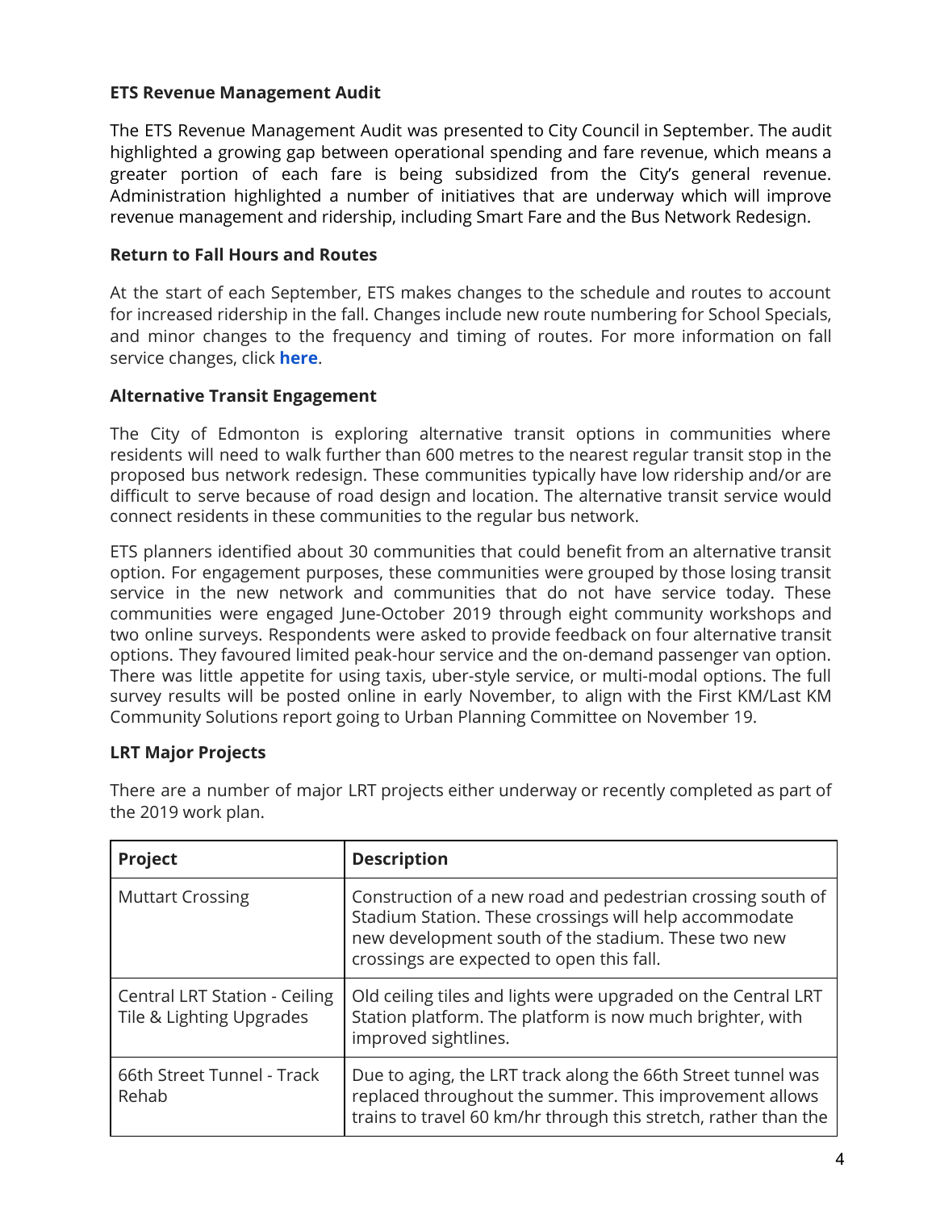### ETS Revenue Management Audit

The ETS Revenue Management Audit was presented to City Council in September. The audit highlighted a growing gap between operational spending and fare revenue, which means a greater portion of each fare is being subsidized from the City's general revenue. Administration highlighted a number of initiatives that are underway which will improve revenue management and ridership, including Smart Fare and the Bus Network Redesign.

### Return to Fall Hours and Routes

At the start of each September, ETS makes changes to the schedule and routes to account for increased ridership in the fall. Changes include new route numbering for School Specials, and minor changes to the frequency and timing of routes. For more information on fall service changes, click **here**.

### Alternative Transit Engagement

The City of Edmonton is exploring alternative transit options in communities where residents will need to walk further than 600 metres to the nearest regular transit stop in the proposed bus network redesign. These communities typically have low ridership and/or are difficult to serve because of road design and location. The alternative transit service would connect residents in these communities to the regular bus network.

ETS planners identified about 30 communities that could benefit from an alternative transit option. For engagement purposes, these communities were grouped by those losing transit service in the new network and communities that do not have service today. These communities were engaged June-October 2019 through eight community workshops and two online surveys. Respondents were asked to provide feedback on four alternative transit options. They favoured limited peak-hour service and the on-demand passenger van option. There was little appetite for using taxis, uber-style service, or multi-modal options. The full survey results will be posted online in early November, to align with the First KM/Last KM Community Solutions report going to Urban Planning Committee on November 19.

### LRT Major Projects

There are a number of major LRT projects either underway or recently completed as part of the 2019 work plan.

| Project | Description |
|---|---|
| Muttart Crossing | Construction of a new road and pedestrian crossing south of Stadium Station. These crossings will help accommodate new development south of the stadium. These two new crossings are expected to open this fall. |
| Central LRT Station - Ceiling Tile & Lighting Upgrades | Old ceiling tiles and lights were upgraded on the Central LRT Station platform. The platform is now much brighter, with improved sightlines. |
| 66th Street Tunnel - Track Rehab | Due to aging, the LRT track along the 66th Street tunnel was replaced throughout the summer. This improvement allows trains to travel 60 km/hr through this stretch, rather than the |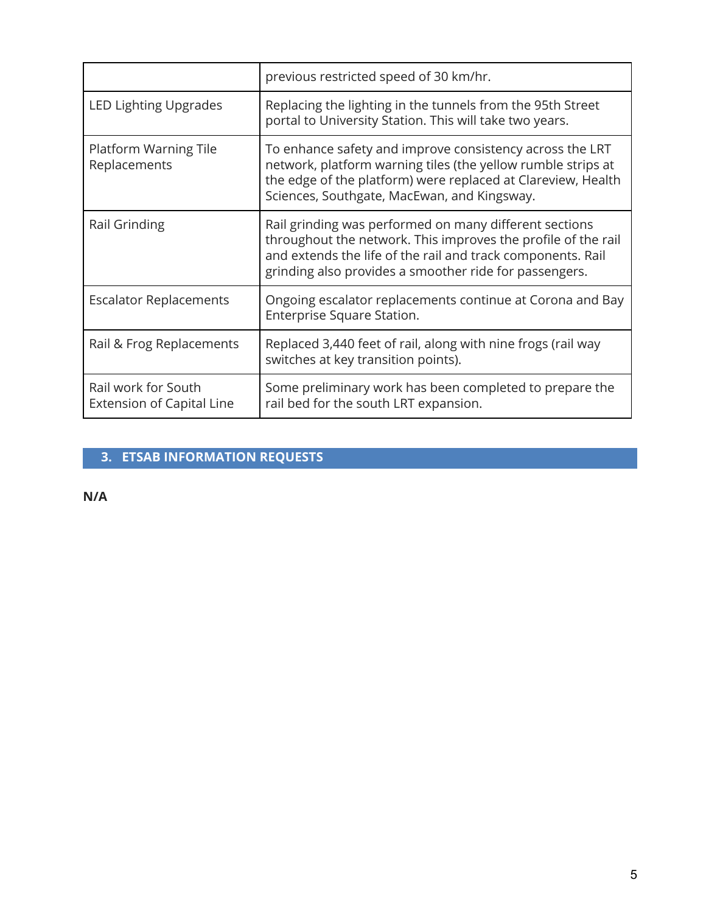| | |
|---|---|
| | previous restricted speed of 30 km/hr. |
| LED Lighting Upgrades | Replacing the lighting in the tunnels from the 95th Street portal to University Station. This will take two years. |
| Platform Warning Tile Replacements | To enhance safety and improve consistency across the LRT network, platform warning tiles (the yellow rumble strips at the edge of the platform) were replaced at Clareview, Health Sciences, Southgate, MacEwan, and Kingsway. |
| Rail Grinding | Rail grinding was performed on many different sections throughout the network. This improves the profile of the rail and extends the life of the rail and track components. Rail grinding also provides a smoother ride for passengers. |
| Escalator Replacements | Ongoing escalator replacements continue at Corona and Bay Enterprise Square Station. |
| Rail & Frog Replacements | Replaced 3,440 feet of rail, along with nine frogs (rail way switches at key transition points). |
| Rail work for South Extension of Capital Line | Some preliminary work has been completed to prepare the rail bed for the south LRT expansion. |

## 3. ETSAB INFORMATION REQUESTS

**N/A**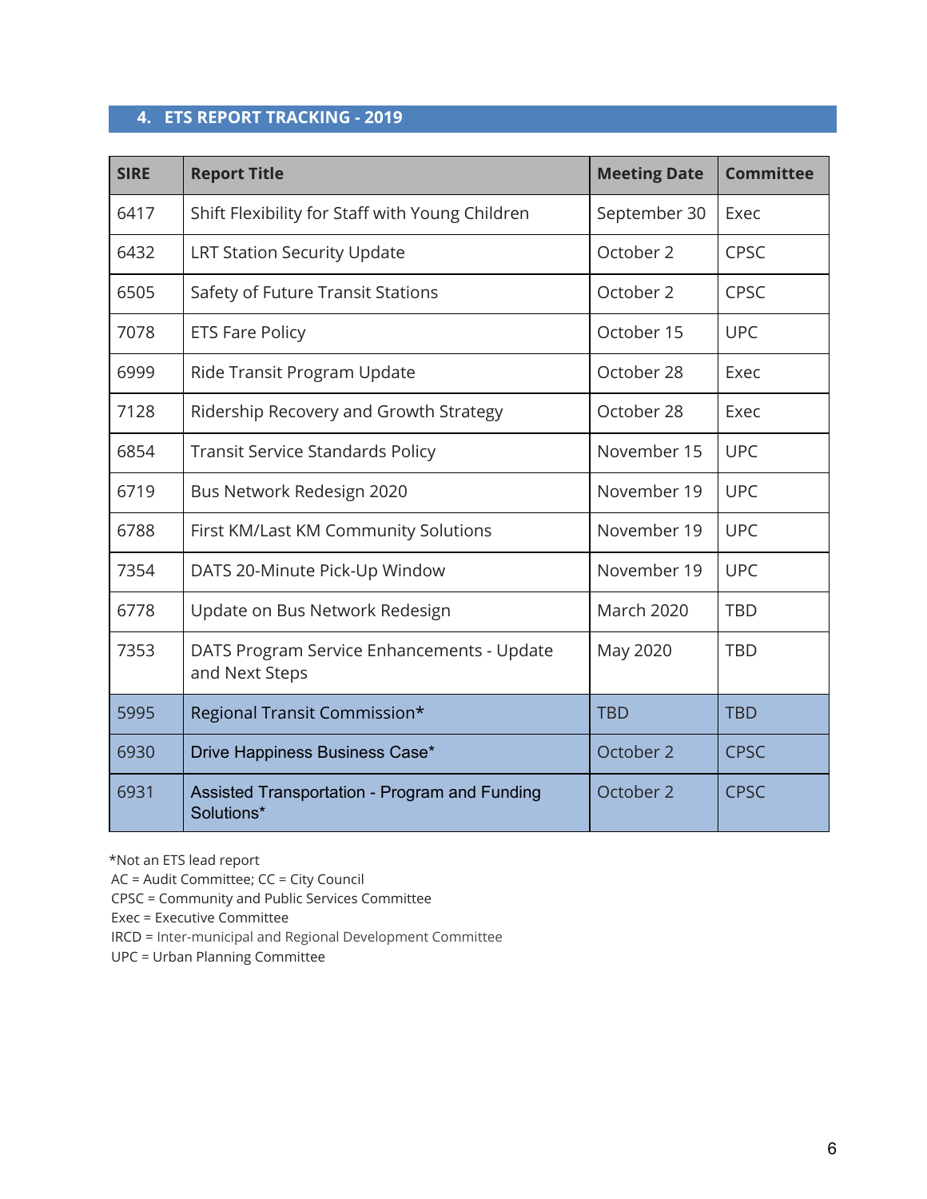## 4. ETS REPORT TRACKING - 2019

| SIRE | Report Title | Meeting Date | Committee |
|---|---|---|---|
| 6417 | Shift Flexibility for Staff with Young Children | September 30 | Exec |
| 6432 | LRT Station Security Update | October 2 | CPSC |
| 6505 | Safety of Future Transit Stations | October 2 | CPSC |
| 7078 | ETS Fare Policy | October 15 | UPC |
| 6999 | Ride Transit Program Update | October 28 | Exec |
| 7128 | Ridership Recovery and Growth Strategy | October 28 | Exec |
| 6854 | Transit Service Standards Policy | November 15 | UPC |
| 6719 | Bus Network Redesign 2020 | November 19 | UPC |
| 6788 | First KM/Last KM Community Solutions | November 19 | UPC |
| 7354 | DATS 20-Minute Pick-Up Window | November 19 | UPC |
| 6778 | Update on Bus Network Redesign | March 2020 | TBD |
| 7353 | DATS Program Service Enhancements - Update and Next Steps | May 2020 | TBD |
| 5995 | Regional Transit Commission* | TBD | TBD |
| 6930 | Drive Happiness Business Case* | October 2 | CPSC |
| 6931 | Assisted Transportation - Program and Funding Solutions* | October 2 | CPSC |

*Not an ETS lead report
AC = Audit Committee; CC = City Council
CPSC = Community and Public Services Committee
Exec = Executive Committee
IRCD = Inter-municipal and Regional Development Committee
UPC = Urban Planning Committee